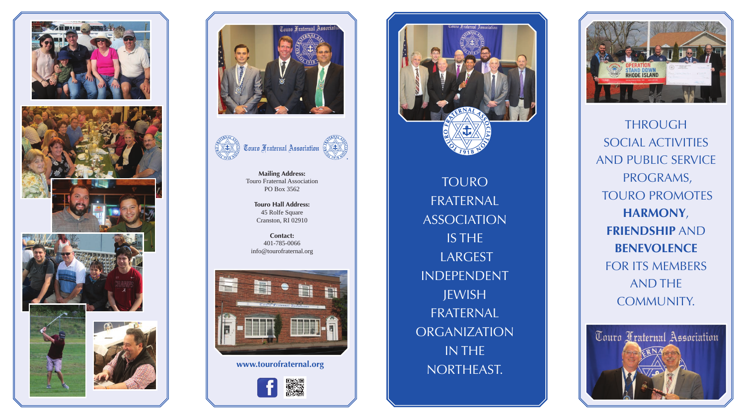Touro Fraternal Association

**Mailing Address:**
Touro Fraternal Association
PO Box 3562

**Touro Hall Address:**
45 Rolfe Square
Cranston, RI 02910

**Contact:**
401-785-0066
info@tourofraternal.org

**www.tourofraternal.org**

TOURO FRATERNAL ASSOCIATION IS THE LARGEST INDEPENDENT JEWISH FRATERNAL ORGANIZATION IN THE NORTHEAST.

THROUGH SOCIAL ACTIVITIES AND PUBLIC SERVICE PROGRAMS, TOURO PROMOTES **HARMONY**, **FRIENDSHIP** AND **BENEVOLENCE** FOR ITS MEMBERS AND THE COMMUNITY.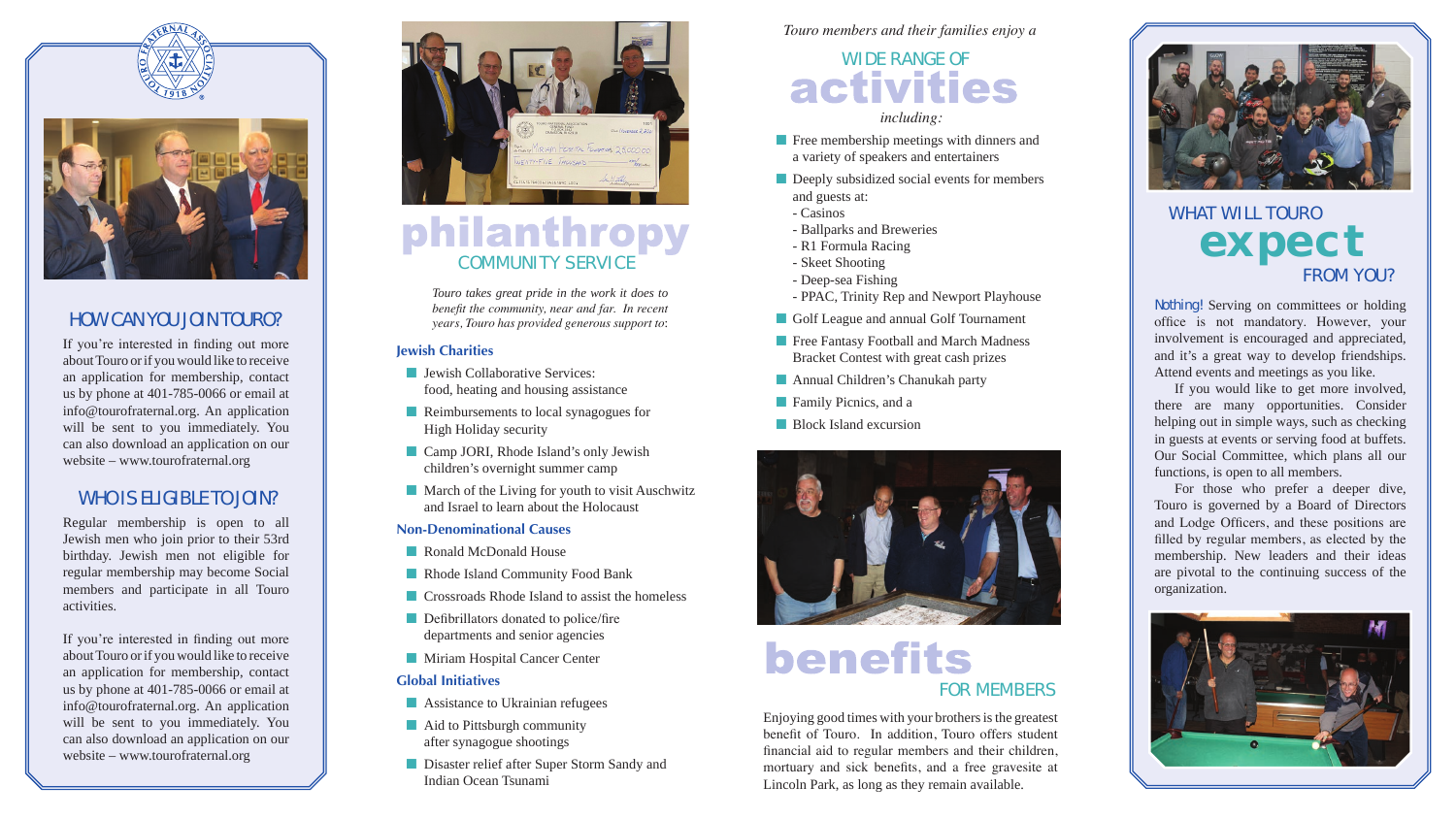## HOW CAN YOU JOIN TOURO?

If you're interested in finding out more about Touro or if you would like to receive an application for membership, contact us by phone at 401-785-0066 or email at info@tourofraternal.org. An application will be sent to you immediately. You can also download an application on our website – www.tourofraternal.org

## WHO IS ELIGIBLE TO JOIN?

Regular membership is open to all Jewish men who join prior to their 53rd birthday. Jewish men not eligible for regular membership may become Social members and participate in all Touro activities.

If you're interested in finding out more about Touro or if you would like to receive an application for membership, contact us by phone at 401-785-0066 or email at info@tourofraternal.org. An application will be sent to you immediately. You can also download an application on our website – www.tourofraternal.org

# philanthropy
## COMMUNITY SERVICE

*Touro takes great pride in the work it does to benefit the community, near and far. In recent years, Touro has provided generous support to:*

### Jewish Charities

- Jewish Collaborative Services: food, heating and housing assistance
- Reimbursements to local synagogues for High Holiday security
- Camp JORI, Rhode Island's only Jewish children's overnight summer camp
- March of the Living for youth to visit Auschwitz and Israel to learn about the Holocaust

### Non-Denominational Causes

- Ronald McDonald House
- Rhode Island Community Food Bank
- Crossroads Rhode Island to assist the homeless
- Defibrillators donated to police/fire departments and senior agencies
- Miriam Hospital Cancer Center

### Global Initiatives

- Assistance to Ukrainian refugees
- Aid to Pittsburgh community after synagogue shootings
- Disaster relief after Super Storm Sandy and Indian Ocean Tsunami

*Touro members and their families enjoy a*

# WIDE RANGE OF activities

*including:*

- Free membership meetings with dinners and a variety of speakers and entertainers
- Deeply subsidized social events for members and guests at:
  - Casinos
  - Ballparks and Breweries
  - R1 Formula Racing
  - Skeet Shooting
  - Deep-sea Fishing
  - PPAC, Trinity Rep and Newport Playhouse
- Golf League and annual Golf Tournament
- Free Fantasy Football and March Madness Bracket Contest with great cash prizes
- Annual Children's Chanukah party
- Family Picnics, and a
- Block Island excursion

# benefits
## FOR MEMBERS

Enjoying good times with your brothers is the greatest benefit of Touro. In addition, Touro offers student financial aid to regular members and their children, mortuary and sick benefits, and a free gravesite at Lincoln Park, as long as they remain available.

# WHAT WILL TOURO expect FROM YOU?

Nothing! Serving on committees or holding office is not mandatory. However, your involvement is encouraged and appreciated, and it's a great way to develop friendships. Attend events and meetings as you like.

If you would like to get more involved, there are many opportunities. Consider helping out in simple ways, such as checking in guests at events or serving food at buffets. Our Social Committee, which plans all our functions, is open to all members.

For those who prefer a deeper dive, Touro is governed by a Board of Directors and Lodge Officers, and these positions are filled by regular members, as elected by the membership. New leaders and their ideas are pivotal to the continuing success of the organization.